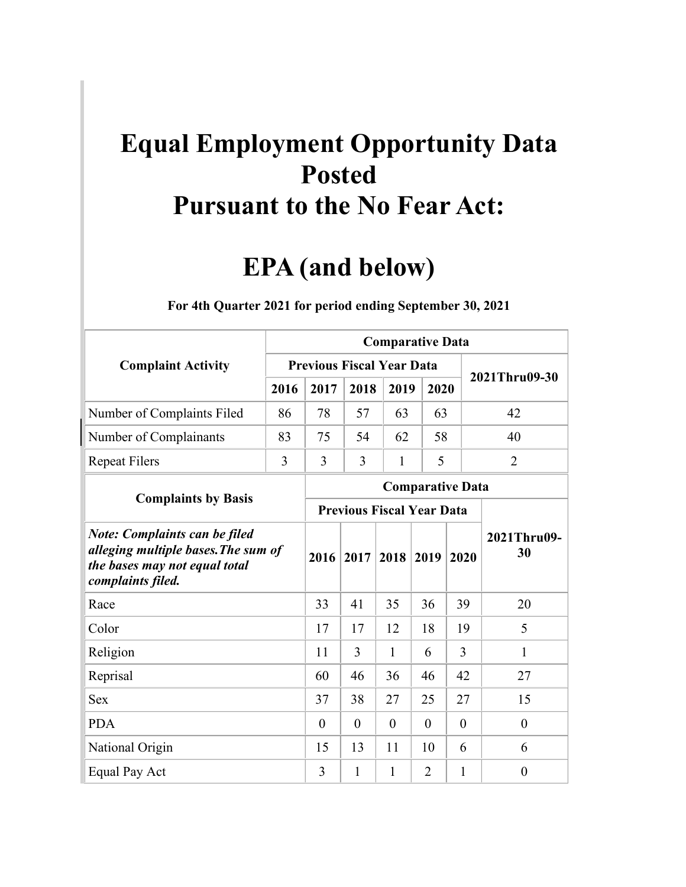# Equal Employment Opportunity Data Posted Pursuant to the No Fear Act:

# EPA (and below)

**For 4th Quarter 2021 for period ending September 30, 2021**

| Complaint Activity | Comparative Data | | | | | |
|---|---|---|---|---|---|---|
| | Previous Fiscal Year Data | | | | | 2021Thru09-30 |
| | 2016 | 2017 | 2018 | 2019 | 2020 | |
| Number of Complaints Filed | 86 | 78 | 57 | 63 | 63 | 42 |
| Number of Complainants | 83 | 75 | 54 | 62 | 58 | 40 |
| Repeat Filers | 3 | 3 | 3 | 1 | 5 | 2 |

| Complaints by Basis | Comparative Data | | | | | |
|---|---|---|---|---|---|---|
| | Previous Fiscal Year Data | | | | | 2021Thru09-30 |
| ***Note: Complaints can be filed alleging multiple bases.The sum of the bases may not equal total complaints filed.*** | 2016 | 2017 | 2018 | 2019 | 2020 | |
| Race | 33 | 41 | 35 | 36 | 39 | 20 |
| Color | 17 | 17 | 12 | 18 | 19 | 5 |
| Religion | 11 | 3 | 1 | 6 | 3 | 1 |
| Reprisal | 60 | 46 | 36 | 46 | 42 | 27 |
| Sex | 37 | 38 | 27 | 25 | 27 | 15 |
| PDA | 0 | 0 | 0 | 0 | 0 | 0 |
| National Origin | 15 | 13 | 11 | 10 | 6 | 6 |
| Equal Pay Act | 3 | 1 | 1 | 2 | 1 | 0 |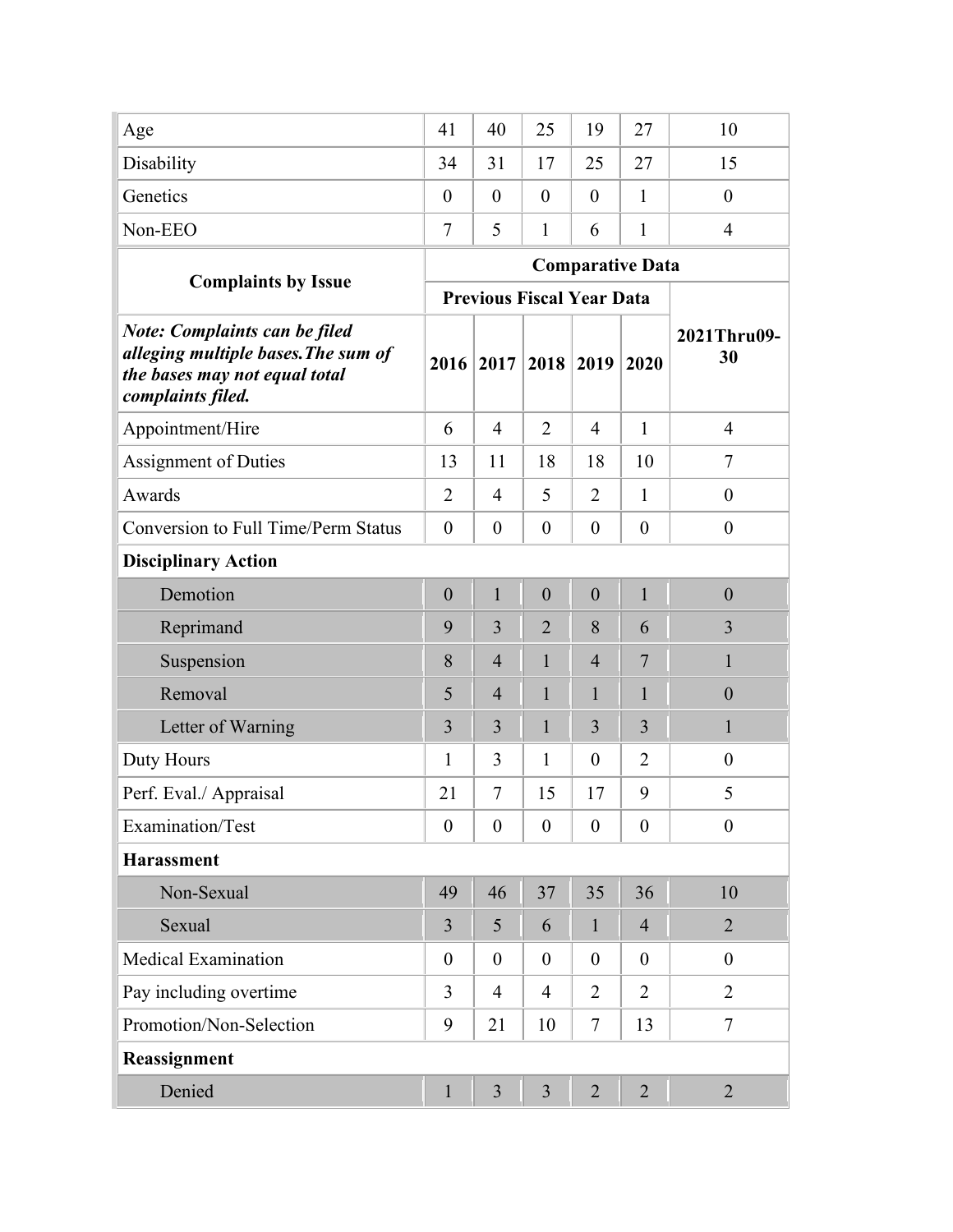| | | | | | | |
|---|---|---|---|---|---|---|
| Age | 41 | 40 | 25 | 19 | 27 | 10 |
| Disability | 34 | 31 | 17 | 25 | 27 | 15 |
| Genetics | 0 | 0 | 0 | 0 | 1 | 0 |
| Non-EEO | 7 | 5 | 1 | 6 | 1 | 4 |

| **Complaints by Issue** | **Comparative Data** | | | | | |
|---|---|---|---|---|---|---|
| | **Previous Fiscal Year Data** | | | | | |
| ***Note: Complaints can be filed alleging multiple bases.The sum of the bases may not equal total complaints filed.*** | **2016** | **2017** | **2018** | **2019** | **2020** | **2021Thru09-30** |
| Appointment/Hire | 6 | 4 | 2 | 4 | 1 | 4 |
| Assignment of Duties | 13 | 11 | 18 | 18 | 10 | 7 |
| Awards | 2 | 4 | 5 | 2 | 1 | 0 |
| Conversion to Full Time/Perm Status | 0 | 0 | 0 | 0 | 0 | 0 |
| **Disciplinary Action** | | | | | | |
| Demotion | 0 | 1 | 0 | 0 | 1 | 0 |
| Reprimand | 9 | 3 | 2 | 8 | 6 | 3 |
| Suspension | 8 | 4 | 1 | 4 | 7 | 1 |
| Removal | 5 | 4 | 1 | 1 | 1 | 0 |
| Letter of Warning | 3 | 3 | 1 | 3 | 3 | 1 |
| Duty Hours | 1 | 3 | 1 | 0 | 2 | 0 |
| Perf. Eval./ Appraisal | 21 | 7 | 15 | 17 | 9 | 5 |
| Examination/Test | 0 | 0 | 0 | 0 | 0 | 0 |
| **Harassment** | | | | | | |
| Non-Sexual | 49 | 46 | 37 | 35 | 36 | 10 |
| Sexual | 3 | 5 | 6 | 1 | 4 | 2 |
| Medical Examination | 0 | 0 | 0 | 0 | 0 | 0 |
| Pay including overtime | 3 | 4 | 4 | 2 | 2 | 2 |
| Promotion/Non-Selection | 9 | 21 | 10 | 7 | 13 | 7 |
| **Reassignment** | | | | | | |
| Denied | 1 | 3 | 3 | 2 | 2 | 2 |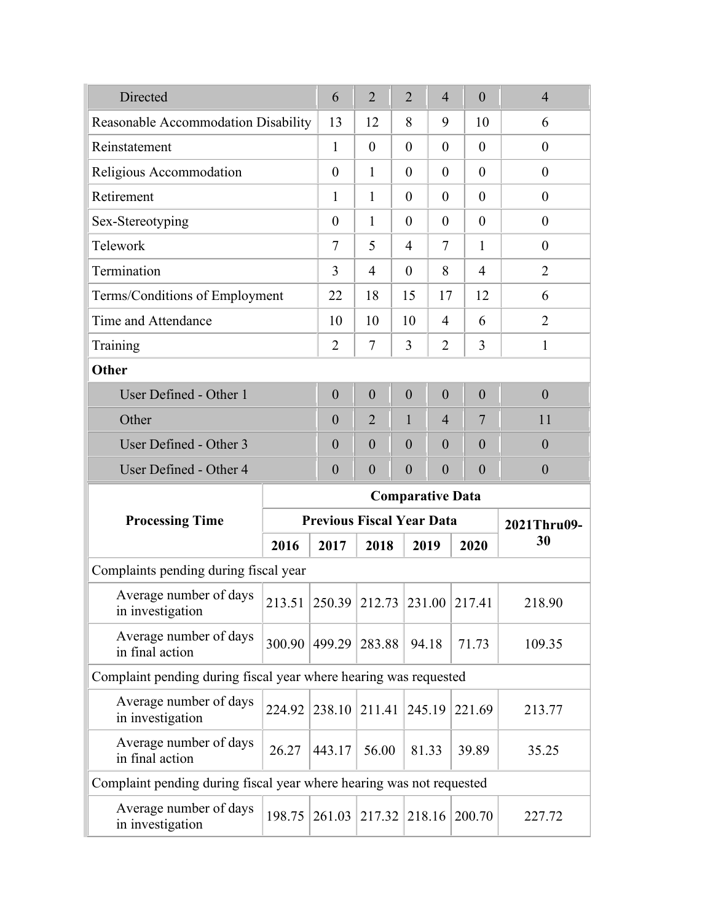| | | | | | | |
|---|---|---|---|---|---|---|
| Directed | 6 | 2 | 2 | 4 | 0 | 4 |
| Reasonable Accommodation Disability | 13 | 12 | 8 | 9 | 10 | 6 |
| Reinstatement | 1 | 0 | 0 | 0 | 0 | 0 |
| Religious Accommodation | 0 | 1 | 0 | 0 | 0 | 0 |
| Retirement | 1 | 1 | 0 | 0 | 0 | 0 |
| Sex-Stereotyping | 0 | 1 | 0 | 0 | 0 | 0 |
| Telework | 7 | 5 | 4 | 7 | 1 | 0 |
| Termination | 3 | 4 | 0 | 8 | 4 | 2 |
| Terms/Conditions of Employment | 22 | 18 | 15 | 17 | 12 | 6 |
| Time and Attendance | 10 | 10 | 10 | 4 | 6 | 2 |
| Training | 2 | 7 | 3 | 2 | 3 | 1 |
| **Other** | | | | | | |
| User Defined - Other 1 | 0 | 0 | 0 | 0 | 0 | 0 |
| Other | 0 | 2 | 1 | 4 | 7 | 11 |
| User Defined - Other 3 | 0 | 0 | 0 | 0 | 0 | 0 |
| User Defined - Other 4 | 0 | 0 | 0 | 0 | 0 | 0 |

| **Processing Time** | **Comparative Data** | | | | | |
|---|---|---|---|---|---|---|
| | **Previous Fiscal Year Data** | | | | | **2021Thru09-30** |
| | **2016** | **2017** | **2018** | **2019** | **2020** | |
| Complaints pending during fiscal year | | | | | | |
| Average number of days in investigation | 213.51 | 250.39 | 212.73 | 231.00 | 217.41 | 218.90 |
| Average number of days in final action | 300.90 | 499.29 | 283.88 | 94.18 | 71.73 | 109.35 |
| Complaint pending during fiscal year where hearing was requested | | | | | | |
| Average number of days in investigation | 224.92 | 238.10 | 211.41 | 245.19 | 221.69 | 213.77 |
| Average number of days in final action | 26.27 | 443.17 | 56.00 | 81.33 | 39.89 | 35.25 |
| Complaint pending during fiscal year where hearing was not requested | | | | | | |
| Average number of days in investigation | 198.75 | 261.03 | 217.32 | 218.16 | 200.70 | 227.72 |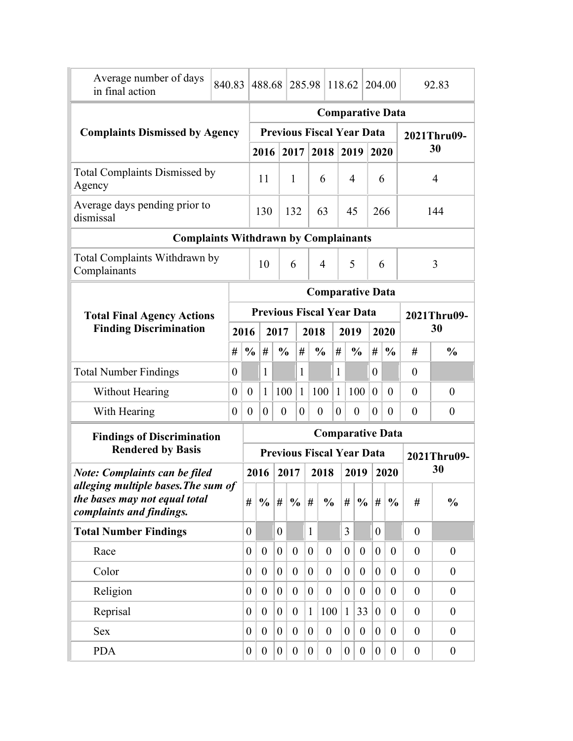| Average number of days in final action | 840.83 | 488.68 | 285.98 | 118.62 | 204.00 | 92.83 |
|---|---|---|---|---|---|---|

| Complaints Dismissed by Agency | Comparative Data | | | | | |
|---|---|---|---|---|---|---|
| | Previous Fiscal Year Data | | | | | 2021Thru09-30 |
| | 2016 | 2017 | 2018 | 2019 | 2020 | |
| Total Complaints Dismissed by Agency | 11 | 1 | 6 | 4 | 6 | 4 |
| Average days pending prior to dismissal | 130 | 132 | 63 | 45 | 266 | 144 |
| **Complaints Withdrawn by Complainants** | | | | | | |
| Total Complaints Withdrawn by Complainants | 10 | 6 | 4 | 5 | 6 | 3 |

| Total Final Agency Actions Finding Discrimination | Comparative Data | | | | | | | | | | | |
|---|---|---|---|---|---|---|---|---|---|---|---|---|
| | Previous Fiscal Year Data | | | | | | | | | | 2021Thru09-30 | |
| | 2016 | | 2017 | | 2018 | | 2019 | | 2020 | | | |
| | # | % | # | % | # | % | # | % | # | % | # | % |
| Total Number Findings | 0 | | 1 | | 1 | | 1 | | 0 | | 0 | |
| Without Hearing | 0 | 0 | 1 | 100 | 1 | 100 | 1 | 100 | 0 | 0 | 0 | 0 |
| With Hearing | 0 | 0 | 0 | 0 | 0 | 0 | 0 | 0 | 0 | 0 | 0 | 0 |

| Findings of Discrimination Rendered by Basis | Comparative Data | | | | | | | | | | | |
|---|---|---|---|---|---|---|---|---|---|---|---|---|
| | Previous Fiscal Year Data | | | | | | | | | | 2021Thru09-30 | |
| ***Note: Complaints can be filed alleging multiple bases.The sum of the bases may not equal total complaints and findings.*** | 2016 | | 2017 | | 2018 | | 2019 | | 2020 | | | |
| | # | % | # | % | # | % | # | % | # | % | # | % |
| **Total Number Findings** | 0 | | 0 | | 1 | | 3 | | 0 | | 0 | |
| Race | 0 | 0 | 0 | 0 | 0 | 0 | 0 | 0 | 0 | 0 | 0 | 0 |
| Color | 0 | 0 | 0 | 0 | 0 | 0 | 0 | 0 | 0 | 0 | 0 | 0 |
| Religion | 0 | 0 | 0 | 0 | 0 | 0 | 0 | 0 | 0 | 0 | 0 | 0 |
| Reprisal | 0 | 0 | 0 | 0 | 1 | 100 | 1 | 33 | 0 | 0 | 0 | 0 |
| Sex | 0 | 0 | 0 | 0 | 0 | 0 | 0 | 0 | 0 | 0 | 0 | 0 |
| PDA | 0 | 0 | 0 | 0 | 0 | 0 | 0 | 0 | 0 | 0 | 0 | 0 |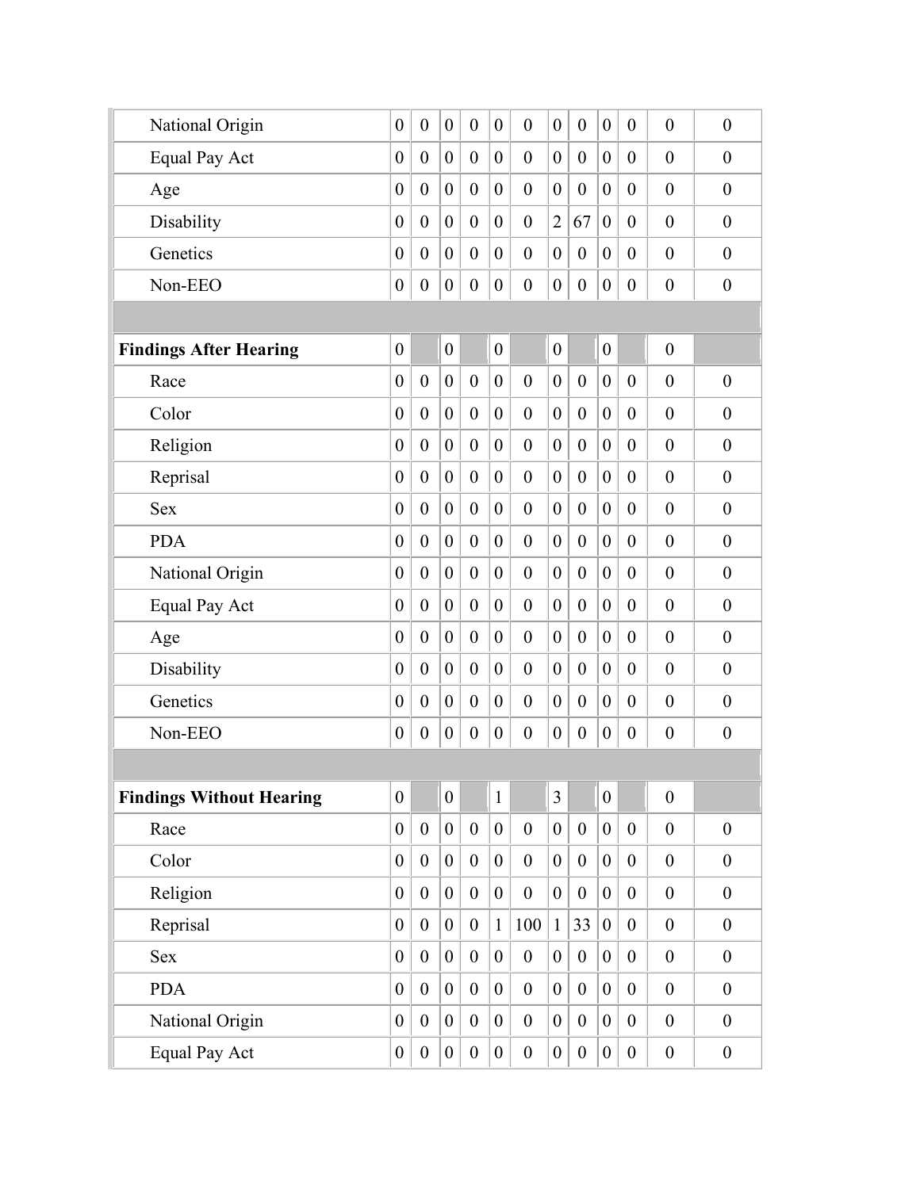| | | | | | | | | | | | | |
|---|---|---|---|---|---|---|---|---|---|---|---|---|
| National Origin | 0 | 0 | 0 | 0 | 0 | 0 | 0 | 0 | 0 | 0 | 0 | 0 |
| Equal Pay Act | 0 | 0 | 0 | 0 | 0 | 0 | 0 | 0 | 0 | 0 | 0 | 0 |
| Age | 0 | 0 | 0 | 0 | 0 | 0 | 0 | 0 | 0 | 0 | 0 | 0 |
| Disability | 0 | 0 | 0 | 0 | 0 | 0 | 2 | 67 | 0 | 0 | 0 | 0 |
| Genetics | 0 | 0 | 0 | 0 | 0 | 0 | 0 | 0 | 0 | 0 | 0 | 0 |
| Non-EEO | 0 | 0 | 0 | 0 | 0 | 0 | 0 | 0 | 0 | 0 | 0 | 0 |
| | | | | | | | | | | | | |
| **Findings After Hearing** | 0 | | 0 | | 0 | | 0 | | 0 | | 0 | |
| Race | 0 | 0 | 0 | 0 | 0 | 0 | 0 | 0 | 0 | 0 | 0 | 0 |
| Color | 0 | 0 | 0 | 0 | 0 | 0 | 0 | 0 | 0 | 0 | 0 | 0 |
| Religion | 0 | 0 | 0 | 0 | 0 | 0 | 0 | 0 | 0 | 0 | 0 | 0 |
| Reprisal | 0 | 0 | 0 | 0 | 0 | 0 | 0 | 0 | 0 | 0 | 0 | 0 |
| Sex | 0 | 0 | 0 | 0 | 0 | 0 | 0 | 0 | 0 | 0 | 0 | 0 |
| PDA | 0 | 0 | 0 | 0 | 0 | 0 | 0 | 0 | 0 | 0 | 0 | 0 |
| National Origin | 0 | 0 | 0 | 0 | 0 | 0 | 0 | 0 | 0 | 0 | 0 | 0 |
| Equal Pay Act | 0 | 0 | 0 | 0 | 0 | 0 | 0 | 0 | 0 | 0 | 0 | 0 |
| Age | 0 | 0 | 0 | 0 | 0 | 0 | 0 | 0 | 0 | 0 | 0 | 0 |
| Disability | 0 | 0 | 0 | 0 | 0 | 0 | 0 | 0 | 0 | 0 | 0 | 0 |
| Genetics | 0 | 0 | 0 | 0 | 0 | 0 | 0 | 0 | 0 | 0 | 0 | 0 |
| Non-EEO | 0 | 0 | 0 | 0 | 0 | 0 | 0 | 0 | 0 | 0 | 0 | 0 |
| | | | | | | | | | | | | |
| **Findings Without Hearing** | 0 | | 0 | | 1 | | 3 | | 0 | | 0 | |
| Race | 0 | 0 | 0 | 0 | 0 | 0 | 0 | 0 | 0 | 0 | 0 | 0 |
| Color | 0 | 0 | 0 | 0 | 0 | 0 | 0 | 0 | 0 | 0 | 0 | 0 |
| Religion | 0 | 0 | 0 | 0 | 0 | 0 | 0 | 0 | 0 | 0 | 0 | 0 |
| Reprisal | 0 | 0 | 0 | 0 | 1 | 100 | 1 | 33 | 0 | 0 | 0 | 0 |
| Sex | 0 | 0 | 0 | 0 | 0 | 0 | 0 | 0 | 0 | 0 | 0 | 0 |
| PDA | 0 | 0 | 0 | 0 | 0 | 0 | 0 | 0 | 0 | 0 | 0 | 0 |
| National Origin | 0 | 0 | 0 | 0 | 0 | 0 | 0 | 0 | 0 | 0 | 0 | 0 |
| Equal Pay Act | 0 | 0 | 0 | 0 | 0 | 0 | 0 | 0 | 0 | 0 | 0 | 0 |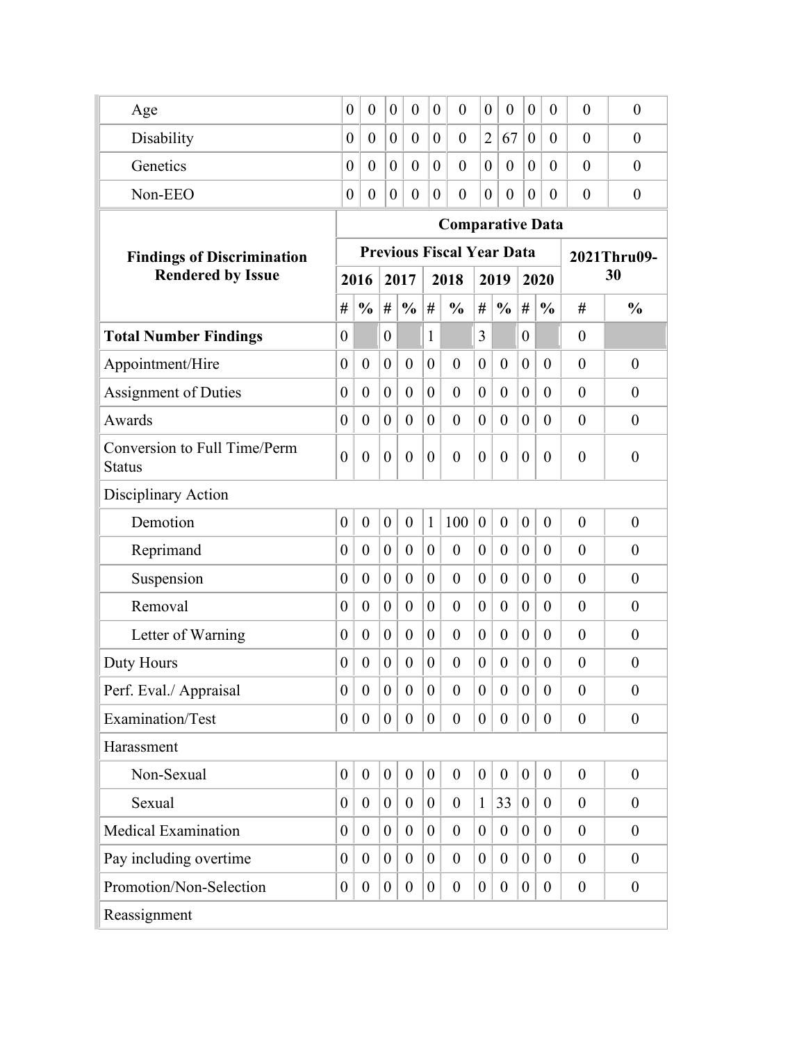| | | | | | | | | | | | | |
|---|---|---|---|---|---|---|---|---|---|---|---|---|
| Age | 0 | 0 | 0 | 0 | 0 | 0 | 0 | 0 | 0 | 0 | 0 | 0 |
| Disability | 0 | 0 | 0 | 0 | 0 | 0 | 2 | 67 | 0 | 0 | 0 | 0 |
| Genetics | 0 | 0 | 0 | 0 | 0 | 0 | 0 | 0 | 0 | 0 | 0 | 0 |
| Non-EEO | 0 | 0 | 0 | 0 | 0 | 0 | 0 | 0 | 0 | 0 | 0 | 0 |

| Findings of Discrimination Rendered by Issue | Comparative Data | | | | | | | | | | | |
|---|---|---|---|---|---|---|---|---|---|---|---|---|
| | Previous Fiscal Year Data | | | | | | | | | | 2021Thru09-30 | |
| | 2016 | | 2017 | | 2018 | | 2019 | | 2020 | | | |
| | # | % | # | % | # | % | # | % | # | % | # | % |
| **Total Number Findings** | 0 | | 0 | | 1 | | 3 | | 0 | | 0 | |
| Appointment/Hire | 0 | 0 | 0 | 0 | 0 | 0 | 0 | 0 | 0 | 0 | 0 | 0 |
| Assignment of Duties | 0 | 0 | 0 | 0 | 0 | 0 | 0 | 0 | 0 | 0 | 0 | 0 |
| Awards | 0 | 0 | 0 | 0 | 0 | 0 | 0 | 0 | 0 | 0 | 0 | 0 |
| Conversion to Full Time/Perm Status | 0 | 0 | 0 | 0 | 0 | 0 | 0 | 0 | 0 | 0 | 0 | 0 |
| Disciplinary Action | | | | | | | | | | | | |
| Demotion | 0 | 0 | 0 | 0 | 1 | 100 | 0 | 0 | 0 | 0 | 0 | 0 |
| Reprimand | 0 | 0 | 0 | 0 | 0 | 0 | 0 | 0 | 0 | 0 | 0 | 0 |
| Suspension | 0 | 0 | 0 | 0 | 0 | 0 | 0 | 0 | 0 | 0 | 0 | 0 |
| Removal | 0 | 0 | 0 | 0 | 0 | 0 | 0 | 0 | 0 | 0 | 0 | 0 |
| Letter of Warning | 0 | 0 | 0 | 0 | 0 | 0 | 0 | 0 | 0 | 0 | 0 | 0 |
| Duty Hours | 0 | 0 | 0 | 0 | 0 | 0 | 0 | 0 | 0 | 0 | 0 | 0 |
| Perf. Eval./ Appraisal | 0 | 0 | 0 | 0 | 0 | 0 | 0 | 0 | 0 | 0 | 0 | 0 |
| Examination/Test | 0 | 0 | 0 | 0 | 0 | 0 | 0 | 0 | 0 | 0 | 0 | 0 |
| Harassment | | | | | | | | | | | | |
| Non-Sexual | 0 | 0 | 0 | 0 | 0 | 0 | 0 | 0 | 0 | 0 | 0 | 0 |
| Sexual | 0 | 0 | 0 | 0 | 0 | 0 | 1 | 33 | 0 | 0 | 0 | 0 |
| Medical Examination | 0 | 0 | 0 | 0 | 0 | 0 | 0 | 0 | 0 | 0 | 0 | 0 |
| Pay including overtime | 0 | 0 | 0 | 0 | 0 | 0 | 0 | 0 | 0 | 0 | 0 | 0 |
| Promotion/Non-Selection | 0 | 0 | 0 | 0 | 0 | 0 | 0 | 0 | 0 | 0 | 0 | 0 |
| Reassignment | | | | | | | | | | | | |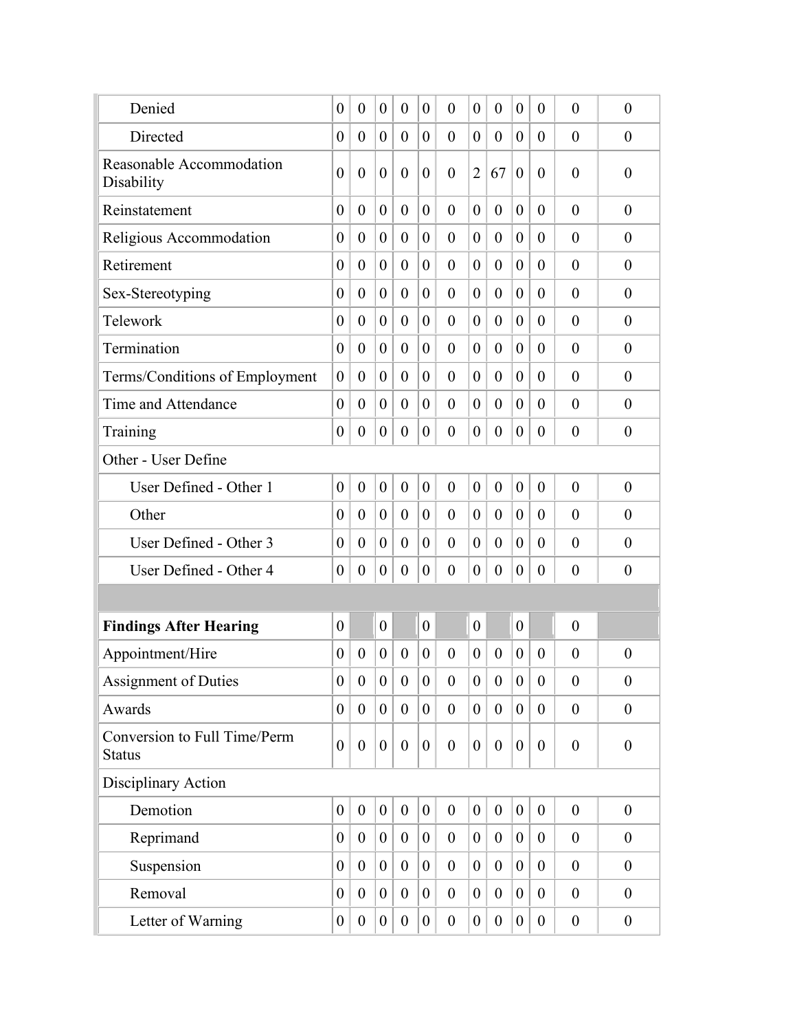| | | | | | | | | | | | | |
|---|---|---|---|---|---|---|---|---|---|---|---|---|
| Denied | 0 | 0 | 0 | 0 | 0 | 0 | 0 | 0 | 0 | 0 | 0 | 0 |
| Directed | 0 | 0 | 0 | 0 | 0 | 0 | 0 | 0 | 0 | 0 | 0 | 0 |
| Reasonable Accommodation Disability | 0 | 0 | 0 | 0 | 0 | 0 | 2 | 67 | 0 | 0 | 0 | 0 |
| Reinstatement | 0 | 0 | 0 | 0 | 0 | 0 | 0 | 0 | 0 | 0 | 0 | 0 |
| Religious Accommodation | 0 | 0 | 0 | 0 | 0 | 0 | 0 | 0 | 0 | 0 | 0 | 0 |
| Retirement | 0 | 0 | 0 | 0 | 0 | 0 | 0 | 0 | 0 | 0 | 0 | 0 |
| Sex-Stereotyping | 0 | 0 | 0 | 0 | 0 | 0 | 0 | 0 | 0 | 0 | 0 | 0 |
| Telework | 0 | 0 | 0 | 0 | 0 | 0 | 0 | 0 | 0 | 0 | 0 | 0 |
| Termination | 0 | 0 | 0 | 0 | 0 | 0 | 0 | 0 | 0 | 0 | 0 | 0 |
| Terms/Conditions of Employment | 0 | 0 | 0 | 0 | 0 | 0 | 0 | 0 | 0 | 0 | 0 | 0 |
| Time and Attendance | 0 | 0 | 0 | 0 | 0 | 0 | 0 | 0 | 0 | 0 | 0 | 0 |
| Training | 0 | 0 | 0 | 0 | 0 | 0 | 0 | 0 | 0 | 0 | 0 | 0 |
| Other - User Define | | | | | | | | | | | | |
| User Defined - Other 1 | 0 | 0 | 0 | 0 | 0 | 0 | 0 | 0 | 0 | 0 | 0 | 0 |
| Other | 0 | 0 | 0 | 0 | 0 | 0 | 0 | 0 | 0 | 0 | 0 | 0 |
| User Defined - Other 3 | 0 | 0 | 0 | 0 | 0 | 0 | 0 | 0 | 0 | 0 | 0 | 0 |
| User Defined - Other 4 | 0 | 0 | 0 | 0 | 0 | 0 | 0 | 0 | 0 | 0 | 0 | 0 |
| | | | | | | | | | | | | |
| **Findings After Hearing** | 0 | | 0 | | 0 | | 0 | | 0 | | 0 | |
| Appointment/Hire | 0 | 0 | 0 | 0 | 0 | 0 | 0 | 0 | 0 | 0 | 0 | 0 |
| Assignment of Duties | 0 | 0 | 0 | 0 | 0 | 0 | 0 | 0 | 0 | 0 | 0 | 0 |
| Awards | 0 | 0 | 0 | 0 | 0 | 0 | 0 | 0 | 0 | 0 | 0 | 0 |
| Conversion to Full Time/Perm Status | 0 | 0 | 0 | 0 | 0 | 0 | 0 | 0 | 0 | 0 | 0 | 0 |
| Disciplinary Action | | | | | | | | | | | | |
| Demotion | 0 | 0 | 0 | 0 | 0 | 0 | 0 | 0 | 0 | 0 | 0 | 0 |
| Reprimand | 0 | 0 | 0 | 0 | 0 | 0 | 0 | 0 | 0 | 0 | 0 | 0 |
| Suspension | 0 | 0 | 0 | 0 | 0 | 0 | 0 | 0 | 0 | 0 | 0 | 0 |
| Removal | 0 | 0 | 0 | 0 | 0 | 0 | 0 | 0 | 0 | 0 | 0 | 0 |
| Letter of Warning | 0 | 0 | 0 | 0 | 0 | 0 | 0 | 0 | 0 | 0 | 0 | 0 |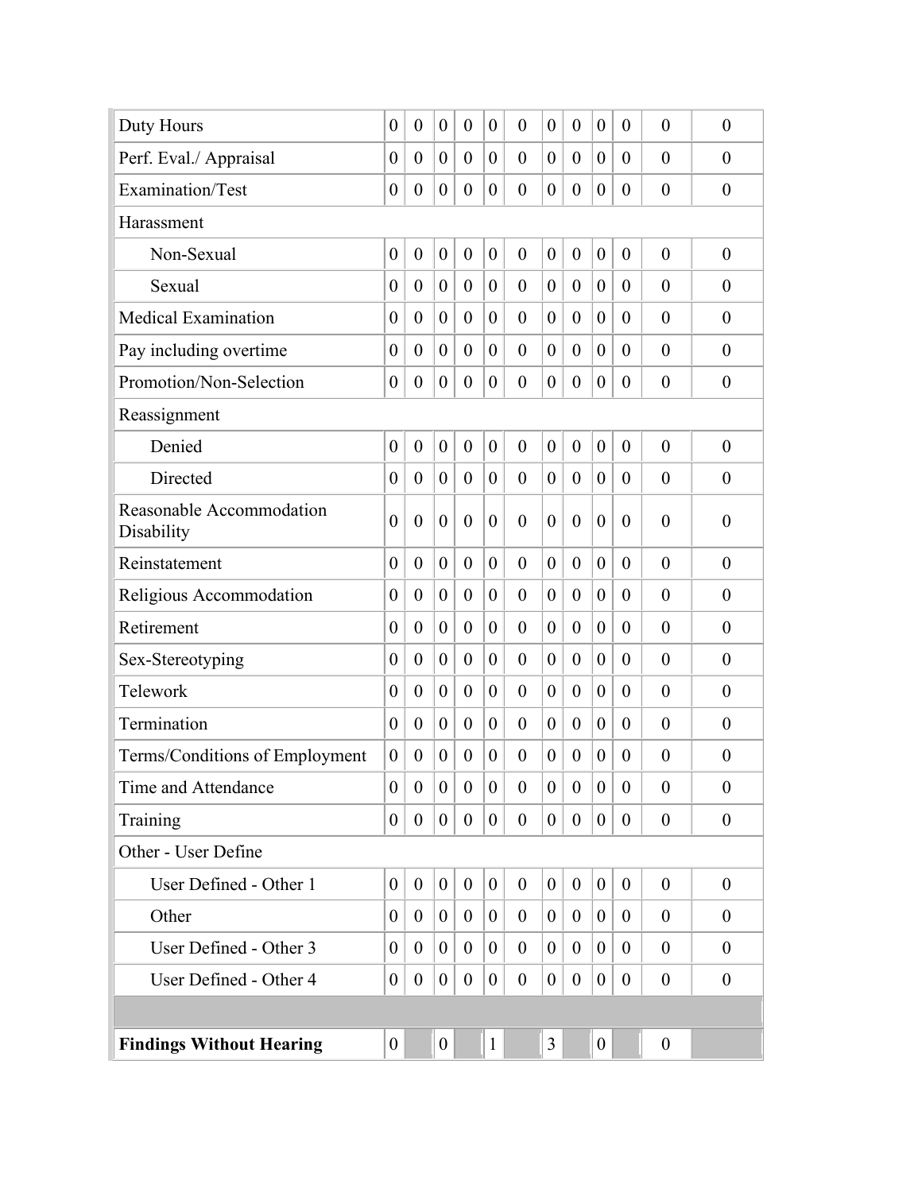| | | | | | | | | | | | | |
|---|---|---|---|---|---|---|---|---|---|---|---|---|
| Duty Hours | 0 | 0 | 0 | 0 | 0 | 0 | 0 | 0 | 0 | 0 | 0 | 0 |
| Perf. Eval./ Appraisal | 0 | 0 | 0 | 0 | 0 | 0 | 0 | 0 | 0 | 0 | 0 | 0 |
| Examination/Test | 0 | 0 | 0 | 0 | 0 | 0 | 0 | 0 | 0 | 0 | 0 | 0 |
| Harassment | | | | | | | | | | | | |
| Non-Sexual | 0 | 0 | 0 | 0 | 0 | 0 | 0 | 0 | 0 | 0 | 0 | 0 |
| Sexual | 0 | 0 | 0 | 0 | 0 | 0 | 0 | 0 | 0 | 0 | 0 | 0 |
| Medical Examination | 0 | 0 | 0 | 0 | 0 | 0 | 0 | 0 | 0 | 0 | 0 | 0 |
| Pay including overtime | 0 | 0 | 0 | 0 | 0 | 0 | 0 | 0 | 0 | 0 | 0 | 0 |
| Promotion/Non-Selection | 0 | 0 | 0 | 0 | 0 | 0 | 0 | 0 | 0 | 0 | 0 | 0 |
| Reassignment | | | | | | | | | | | | |
| Denied | 0 | 0 | 0 | 0 | 0 | 0 | 0 | 0 | 0 | 0 | 0 | 0 |
| Directed | 0 | 0 | 0 | 0 | 0 | 0 | 0 | 0 | 0 | 0 | 0 | 0 |
| Reasonable Accommodation Disability | 0 | 0 | 0 | 0 | 0 | 0 | 0 | 0 | 0 | 0 | 0 | 0 |
| Reinstatement | 0 | 0 | 0 | 0 | 0 | 0 | 0 | 0 | 0 | 0 | 0 | 0 |
| Religious Accommodation | 0 | 0 | 0 | 0 | 0 | 0 | 0 | 0 | 0 | 0 | 0 | 0 |
| Retirement | 0 | 0 | 0 | 0 | 0 | 0 | 0 | 0 | 0 | 0 | 0 | 0 |
| Sex-Stereotyping | 0 | 0 | 0 | 0 | 0 | 0 | 0 | 0 | 0 | 0 | 0 | 0 |
| Telework | 0 | 0 | 0 | 0 | 0 | 0 | 0 | 0 | 0 | 0 | 0 | 0 |
| Termination | 0 | 0 | 0 | 0 | 0 | 0 | 0 | 0 | 0 | 0 | 0 | 0 |
| Terms/Conditions of Employment | 0 | 0 | 0 | 0 | 0 | 0 | 0 | 0 | 0 | 0 | 0 | 0 |
| Time and Attendance | 0 | 0 | 0 | 0 | 0 | 0 | 0 | 0 | 0 | 0 | 0 | 0 |
| Training | 0 | 0 | 0 | 0 | 0 | 0 | 0 | 0 | 0 | 0 | 0 | 0 |
| Other - User Define | | | | | | | | | | | | |
| User Defined - Other 1 | 0 | 0 | 0 | 0 | 0 | 0 | 0 | 0 | 0 | 0 | 0 | 0 |
| Other | 0 | 0 | 0 | 0 | 0 | 0 | 0 | 0 | 0 | 0 | 0 | 0 |
| User Defined - Other 3 | 0 | 0 | 0 | 0 | 0 | 0 | 0 | 0 | 0 | 0 | 0 | 0 |
| User Defined - Other 4 | 0 | 0 | 0 | 0 | 0 | 0 | 0 | 0 | 0 | 0 | 0 | 0 |
| | | | | | | | | | | | | |
| **Findings Without Hearing** | 0 | | 0 | | 1 | | 3 | | 0 | | 0 | |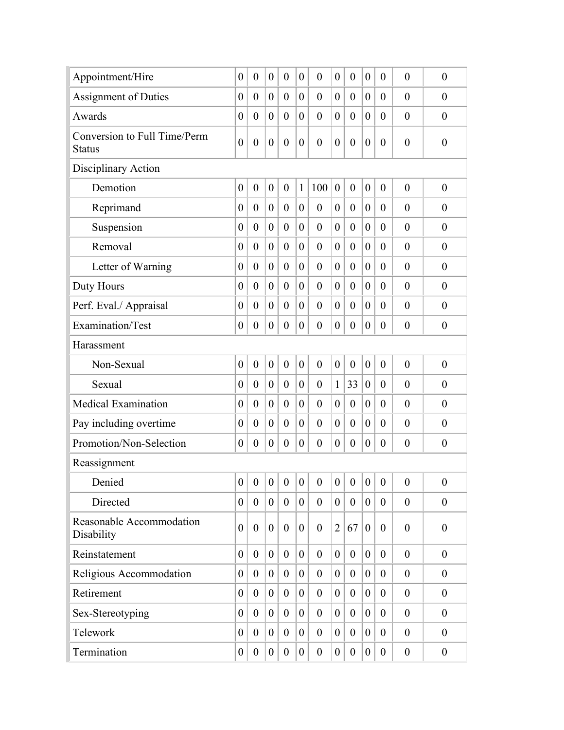| | | | | | | | | | | | | |
|---|---|---|---|---|---|---|---|---|---|---|---|---|
| Appointment/Hire | 0 | 0 | 0 | 0 | 0 | 0 | 0 | 0 | 0 | 0 | 0 | 0 |
| Assignment of Duties | 0 | 0 | 0 | 0 | 0 | 0 | 0 | 0 | 0 | 0 | 0 | 0 |
| Awards | 0 | 0 | 0 | 0 | 0 | 0 | 0 | 0 | 0 | 0 | 0 | 0 |
| Conversion to Full Time/Perm Status | 0 | 0 | 0 | 0 | 0 | 0 | 0 | 0 | 0 | 0 | 0 | 0 |
| Disciplinary Action | | | | | | | | | | | | |
| Demotion | 0 | 0 | 0 | 0 | 1 | 100 | 0 | 0 | 0 | 0 | 0 | 0 |
| Reprimand | 0 | 0 | 0 | 0 | 0 | 0 | 0 | 0 | 0 | 0 | 0 | 0 |
| Suspension | 0 | 0 | 0 | 0 | 0 | 0 | 0 | 0 | 0 | 0 | 0 | 0 |
| Removal | 0 | 0 | 0 | 0 | 0 | 0 | 0 | 0 | 0 | 0 | 0 | 0 |
| Letter of Warning | 0 | 0 | 0 | 0 | 0 | 0 | 0 | 0 | 0 | 0 | 0 | 0 |
| Duty Hours | 0 | 0 | 0 | 0 | 0 | 0 | 0 | 0 | 0 | 0 | 0 | 0 |
| Perf. Eval./ Appraisal | 0 | 0 | 0 | 0 | 0 | 0 | 0 | 0 | 0 | 0 | 0 | 0 |
| Examination/Test | 0 | 0 | 0 | 0 | 0 | 0 | 0 | 0 | 0 | 0 | 0 | 0 |
| Harassment | | | | | | | | | | | | |
| Non-Sexual | 0 | 0 | 0 | 0 | 0 | 0 | 0 | 0 | 0 | 0 | 0 | 0 |
| Sexual | 0 | 0 | 0 | 0 | 0 | 0 | 1 | 33 | 0 | 0 | 0 | 0 |
| Medical Examination | 0 | 0 | 0 | 0 | 0 | 0 | 0 | 0 | 0 | 0 | 0 | 0 |
| Pay including overtime | 0 | 0 | 0 | 0 | 0 | 0 | 0 | 0 | 0 | 0 | 0 | 0 |
| Promotion/Non-Selection | 0 | 0 | 0 | 0 | 0 | 0 | 0 | 0 | 0 | 0 | 0 | 0 |
| Reassignment | | | | | | | | | | | | |
| Denied | 0 | 0 | 0 | 0 | 0 | 0 | 0 | 0 | 0 | 0 | 0 | 0 |
| Directed | 0 | 0 | 0 | 0 | 0 | 0 | 0 | 0 | 0 | 0 | 0 | 0 |
| Reasonable Accommodation Disability | 0 | 0 | 0 | 0 | 0 | 0 | 2 | 67 | 0 | 0 | 0 | 0 |
| Reinstatement | 0 | 0 | 0 | 0 | 0 | 0 | 0 | 0 | 0 | 0 | 0 | 0 |
| Religious Accommodation | 0 | 0 | 0 | 0 | 0 | 0 | 0 | 0 | 0 | 0 | 0 | 0 |
| Retirement | 0 | 0 | 0 | 0 | 0 | 0 | 0 | 0 | 0 | 0 | 0 | 0 |
| Sex-Stereotyping | 0 | 0 | 0 | 0 | 0 | 0 | 0 | 0 | 0 | 0 | 0 | 0 |
| Telework | 0 | 0 | 0 | 0 | 0 | 0 | 0 | 0 | 0 | 0 | 0 | 0 |
| Termination | 0 | 0 | 0 | 0 | 0 | 0 | 0 | 0 | 0 | 0 | 0 | 0 |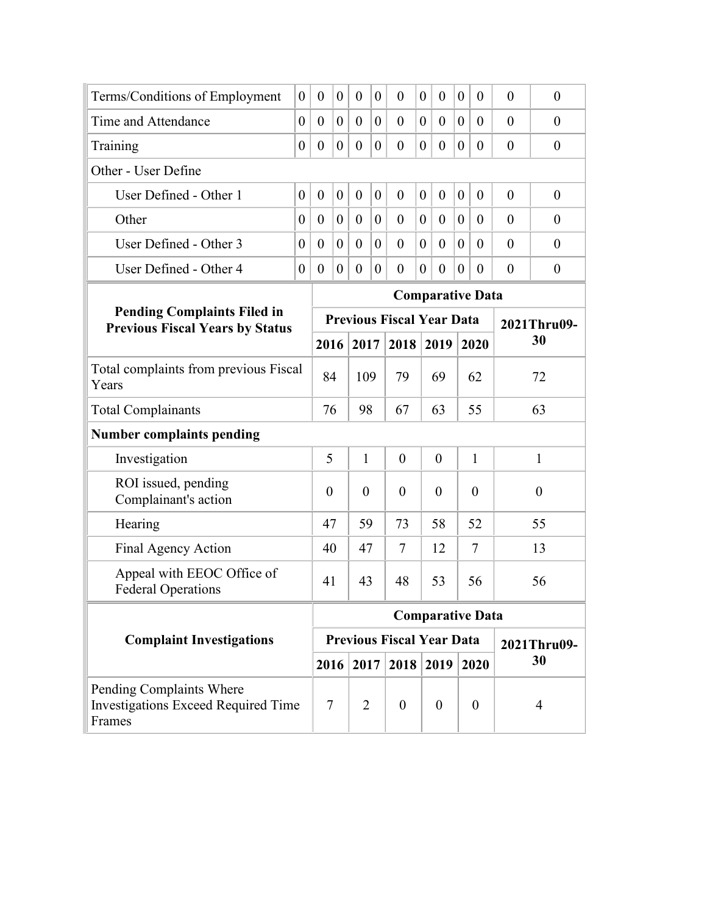| | | | | | | | | | | | | |
|---|---|---|---|---|---|---|---|---|---|---|---|---|
| Terms/Conditions of Employment | 0 | 0 | 0 | 0 | 0 | 0 | 0 | 0 | 0 | 0 | 0 | 0 |
| Time and Attendance | 0 | 0 | 0 | 0 | 0 | 0 | 0 | 0 | 0 | 0 | 0 | 0 |
| Training | 0 | 0 | 0 | 0 | 0 | 0 | 0 | 0 | 0 | 0 | 0 | 0 |
| Other - User Define | | | | | | | | | | | | |
| User Defined - Other 1 | 0 | 0 | 0 | 0 | 0 | 0 | 0 | 0 | 0 | 0 | 0 | 0 |
| Other | 0 | 0 | 0 | 0 | 0 | 0 | 0 | 0 | 0 | 0 | 0 | 0 |
| User Defined - Other 3 | 0 | 0 | 0 | 0 | 0 | 0 | 0 | 0 | 0 | 0 | 0 | 0 |
| User Defined - Other 4 | 0 | 0 | 0 | 0 | 0 | 0 | 0 | 0 | 0 | 0 | 0 | 0 |

| **Pending Complaints Filed in Previous Fiscal Years by Status** | **Comparative Data** | | | | | |
|---|---|---|---|---|---|---|
| | **Previous Fiscal Year Data** | | | | | **2021Thru09-30** |
| | **2016** | **2017** | **2018** | **2019** | **2020** | |
| Total complaints from previous Fiscal Years | 84 | 109 | 79 | 69 | 62 | 72 |
| Total Complainants | 76 | 98 | 67 | 63 | 55 | 63 |
| **Number complaints pending** | | | | | | |
| Investigation | 5 | 1 | 0 | 0 | 1 | 1 |
| ROI issued, pending Complainant's action | 0 | 0 | 0 | 0 | 0 | 0 |
| Hearing | 47 | 59 | 73 | 58 | 52 | 55 |
| Final Agency Action | 40 | 47 | 7 | 12 | 7 | 13 |
| Appeal with EEOC Office of Federal Operations | 41 | 43 | 48 | 53 | 56 | 56 |

| **Complaint Investigations** | **Comparative Data** | | | | | |
|---|---|---|---|---|---|---|
| | **Previous Fiscal Year Data** | | | | | **2021Thru09-30** |
| | **2016** | **2017** | **2018** | **2019** | **2020** | |
| Pending Complaints Where Investigations Exceed Required Time Frames | 7 | 2 | 0 | 0 | 0 | 4 |